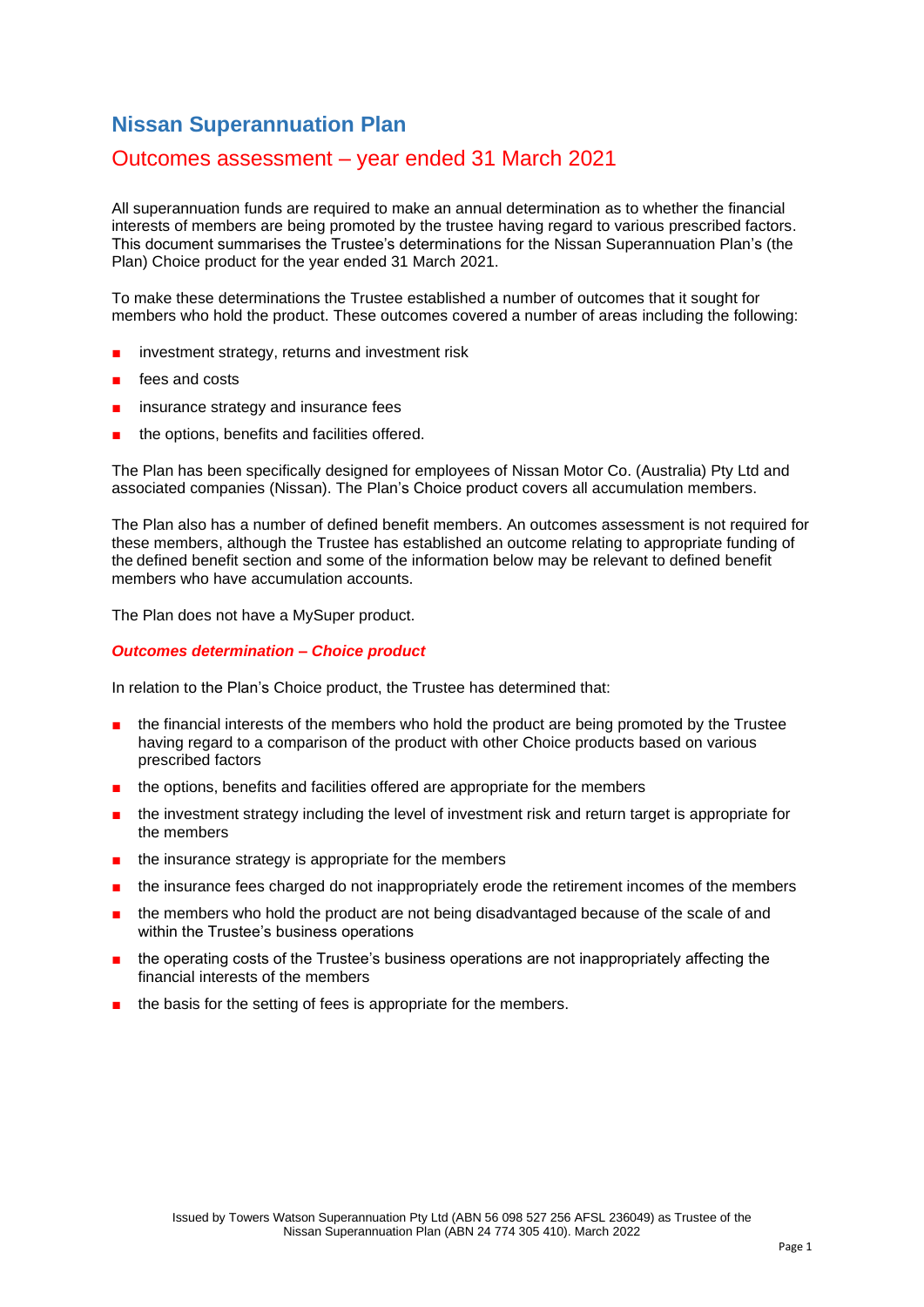# Nissan Superannuation Plan

## Outcomes assessment – year ended 31 March 2021

All superannuation funds are required to make an annual determination as to whether the financial interests of members are being promoted by the trustee having regard to various prescribed factors. This document summarises the Trustee's determinations for the Nissan Superannuation Plan's (the Plan) Choice product for the year ended 31 March 2021.

To make these determinations the Trustee established a number of outcomes that it sought for members who hold the product. These outcomes covered a number of areas including the following:

- investment strategy, returns and investment risk
- fees and costs
- insurance strategy and insurance fees
- the options, benefits and facilities offered.

The Plan has been specifically designed for employees of Nissan Motor Co. (Australia) Pty Ltd and associated companies (Nissan). The Plan's Choice product covers all accumulation members.

The Plan also has a number of defined benefit members. An outcomes assessment is not required for these members, although the Trustee has established an outcome relating to appropriate funding of the defined benefit section and some of the information below may be relevant to defined benefit members who have accumulation accounts.

The Plan does not have a MySuper product.

### ***Outcomes determination – Choice product***

In relation to the Plan's Choice product, the Trustee has determined that:

- the financial interests of the members who hold the product are being promoted by the Trustee having regard to a comparison of the product with other Choice products based on various prescribed factors
- the options, benefits and facilities offered are appropriate for the members
- the investment strategy including the level of investment risk and return target is appropriate for the members
- the insurance strategy is appropriate for the members
- the insurance fees charged do not inappropriately erode the retirement incomes of the members
- the members who hold the product are not being disadvantaged because of the scale of and within the Trustee's business operations
- the operating costs of the Trustee's business operations are not inappropriately affecting the financial interests of the members
- the basis for the setting of fees is appropriate for the members.

Issued by Towers Watson Superannuation Pty Ltd (ABN 56 098 527 256 AFSL 236049) as Trustee of the Nissan Superannuation Plan (ABN 24 774 305 410). March 2022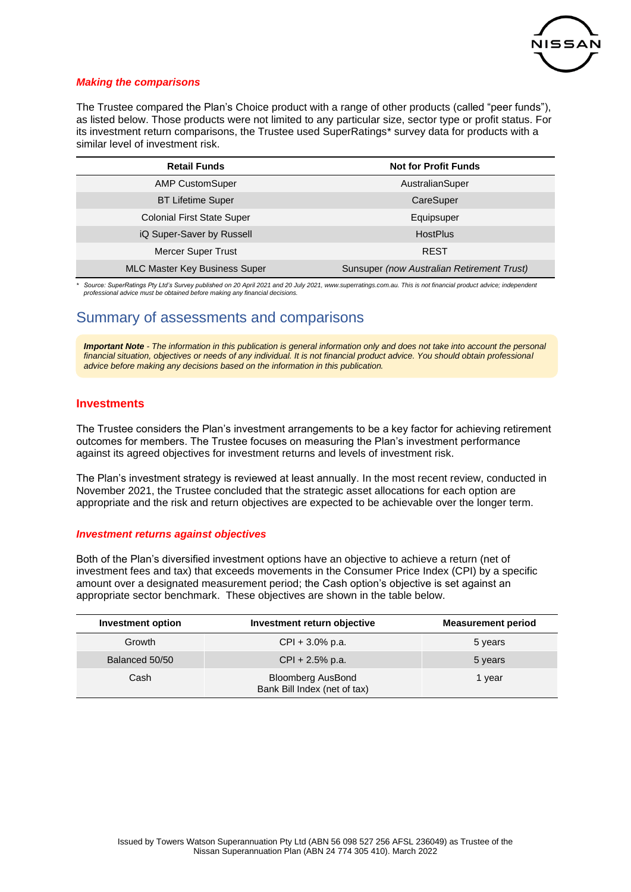### *Making the comparisons*

The Trustee compared the Plan's Choice product with a range of other products (called "peer funds"), as listed below. Those products were not limited to any particular size, sector type or profit status. For its investment return comparisons, the Trustee used SuperRatings* survey data for products with a similar level of investment risk.

| Retail Funds | Not for Profit Funds |
|---|---|
| AMP CustomSuper | AustralianSuper |
| BT Lifetime Super | CareSuper |
| Colonial First State Super | Equipsuper |
| iQ Super-Saver by Russell | HostPlus |
| Mercer Super Trust | REST |
| MLC Master Key Business Super | Sunsuper *(now Australian Retirement Trust)* |

*\* Source: SuperRatings Pty Ltd's Survey published on 20 April 2021 and 20 July 2021, www.superratings.com.au. This is not financial product advice; independent professional advice must be obtained before making any financial decisions.*

## Summary of assessments and comparisons

***Important Note** - The information in this publication is general information only and does not take into account the personal financial situation, objectives or needs of any individual. It is not financial product advice. You should obtain professional advice before making any decisions based on the information in this publication.*

### Investments

The Trustee considers the Plan's investment arrangements to be a key factor for achieving retirement outcomes for members. The Trustee focuses on measuring the Plan's investment performance against its agreed objectives for investment returns and levels of investment risk.

The Plan's investment strategy is reviewed at least annually. In the most recent review, conducted in November 2021, the Trustee concluded that the strategic asset allocations for each option are appropriate and the risk and return objectives are expected to be achievable over the longer term.

### *Investment returns against objectives*

Both of the Plan's diversified investment options have an objective to achieve a return (net of investment fees and tax) that exceeds movements in the Consumer Price Index (CPI) by a specific amount over a designated measurement period; the Cash option's objective is set against an appropriate sector benchmark. These objectives are shown in the table below.

| Investment option | Investment return objective | Measurement period |
|---|---|---|
| Growth | CPI + 3.0% p.a. | 5 years |
| Balanced 50/50 | CPI + 2.5% p.a. | 5 years |
| Cash | Bloomberg AusBond Bank Bill Index (net of tax) | 1 year |

Issued by Towers Watson Superannuation Pty Ltd (ABN 56 098 527 256 AFSL 236049) as Trustee of the Nissan Superannuation Plan (ABN 24 774 305 410). March 2022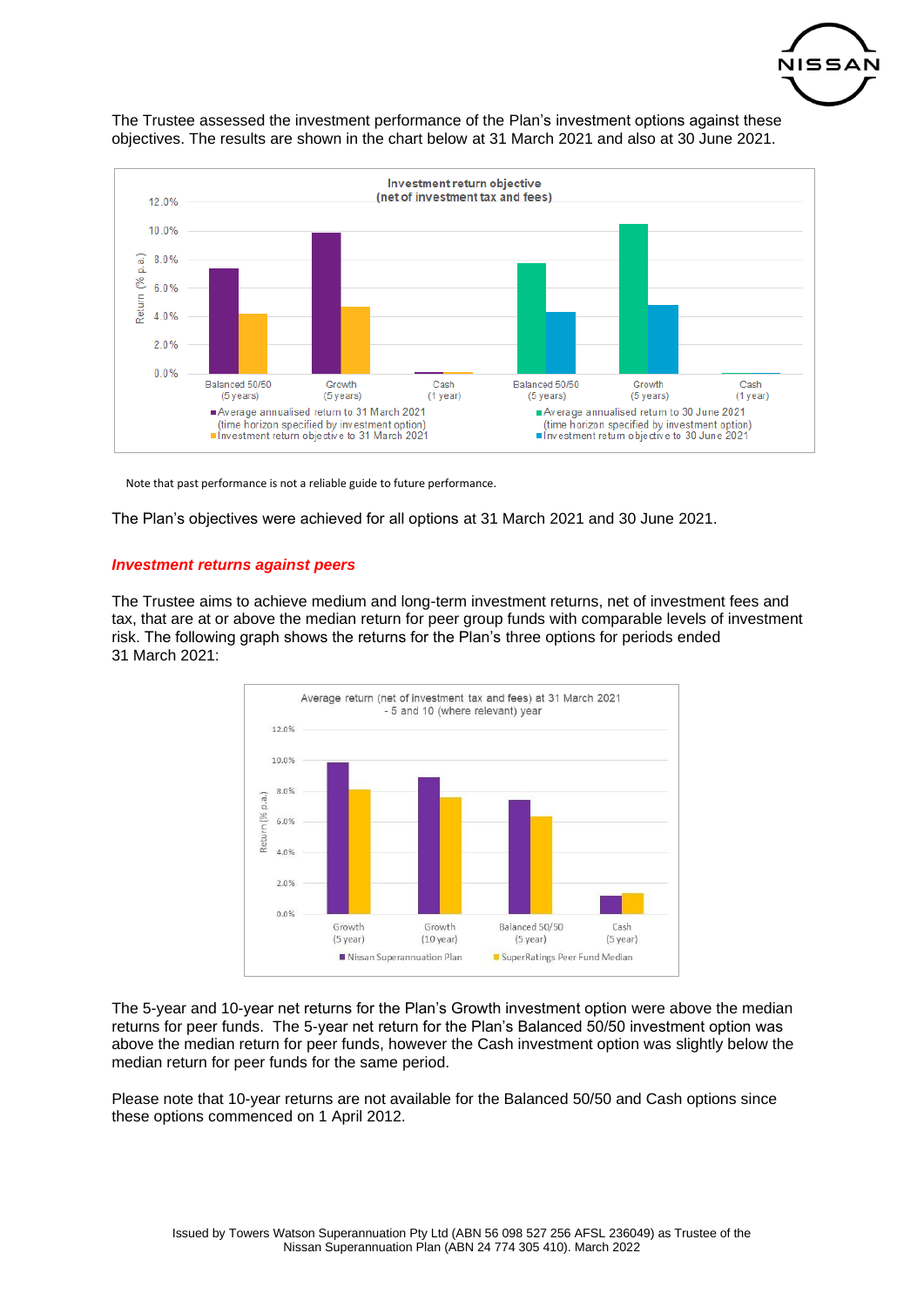The Trustee assessed the investment performance of the Plan's investment options against these objectives. The results are shown in the chart below at 31 March 2021 and also at 30 June 2021.

Note that past performance is not a reliable guide to future performance.

The Plan's objectives were achieved for all options at 31 March 2021 and 30 June 2021.

***Investment returns against peers***

The Trustee aims to achieve medium and long-term investment returns, net of investment fees and tax, that are at or above the median return for peer group funds with comparable levels of investment risk. The following graph shows the returns for the Plan's three options for periods ended 31 March 2021:

The 5-year and 10-year net returns for the Plan's Growth investment option were above the median returns for peer funds. The 5-year net return for the Plan's Balanced 50/50 investment option was above the median return for peer funds, however the Cash investment option was slightly below the median return for peer funds for the same period.

Please note that 10-year returns are not available for the Balanced 50/50 and Cash options since these options commenced on 1 April 2012.

Issued by Towers Watson Superannuation Pty Ltd (ABN 56 098 527 256 AFSL 236049) as Trustee of the Nissan Superannuation Plan (ABN 24 774 305 410). March 2022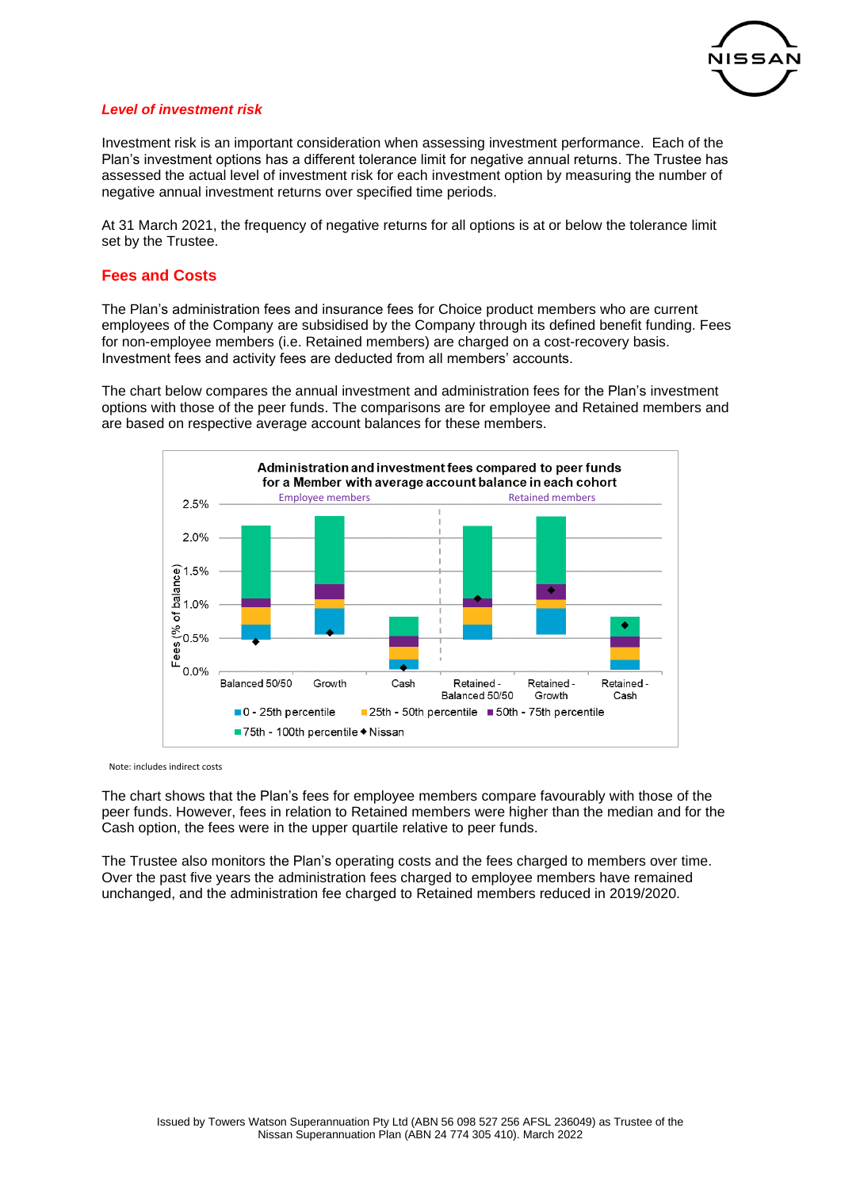*Level of investment risk*

Investment risk is an important consideration when assessing investment performance. Each of the Plan's investment options has a different tolerance limit for negative annual returns. The Trustee has assessed the actual level of investment risk for each investment option by measuring the number of negative annual investment returns over specified time periods.

At 31 March 2021, the frequency of negative returns for all options is at or below the tolerance limit set by the Trustee.

## Fees and Costs

The Plan's administration fees and insurance fees for Choice product members who are current employees of the Company are subsidised by the Company through its defined benefit funding. Fees for non-employee members (i.e. Retained members) are charged on a cost-recovery basis. Investment fees and activity fees are deducted from all members' accounts.

The chart below compares the annual investment and administration fees for the Plan's investment options with those of the peer funds. The comparisons are for employee and Retained members and are based on respective average account balances for these members.

**Administration and investment fees compared to peer funds for a Member with average account balance in each cohort**

Note: includes indirect costs

The chart shows that the Plan's fees for employee members compare favourably with those of the peer funds. However, fees in relation to Retained members were higher than the median and for the Cash option, the fees were in the upper quartile relative to peer funds.

The Trustee also monitors the Plan's operating costs and the fees charged to members over time. Over the past five years the administration fees charged to employee members have remained unchanged, and the administration fee charged to Retained members reduced in 2019/2020.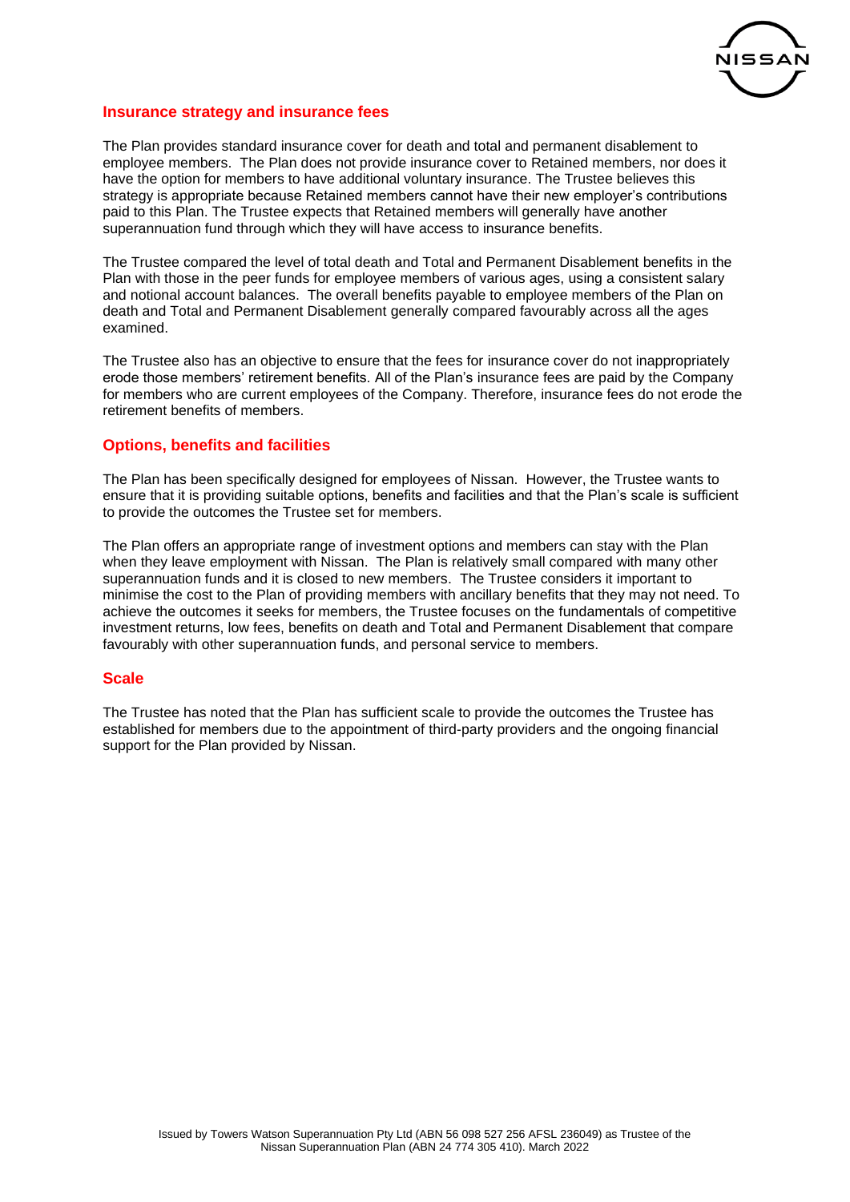## Insurance strategy and insurance fees

The Plan provides standard insurance cover for death and total and permanent disablement to employee members. The Plan does not provide insurance cover to Retained members, nor does it have the option for members to have additional voluntary insurance. The Trustee believes this strategy is appropriate because Retained members cannot have their new employer's contributions paid to this Plan. The Trustee expects that Retained members will generally have another superannuation fund through which they will have access to insurance benefits.

The Trustee compared the level of total death and Total and Permanent Disablement benefits in the Plan with those in the peer funds for employee members of various ages, using a consistent salary and notional account balances. The overall benefits payable to employee members of the Plan on death and Total and Permanent Disablement generally compared favourably across all the ages examined.

The Trustee also has an objective to ensure that the fees for insurance cover do not inappropriately erode those members' retirement benefits. All of the Plan's insurance fees are paid by the Company for members who are current employees of the Company. Therefore, insurance fees do not erode the retirement benefits of members.

## Options, benefits and facilities

The Plan has been specifically designed for employees of Nissan. However, the Trustee wants to ensure that it is providing suitable options, benefits and facilities and that the Plan's scale is sufficient to provide the outcomes the Trustee set for members.

The Plan offers an appropriate range of investment options and members can stay with the Plan when they leave employment with Nissan. The Plan is relatively small compared with many other superannuation funds and it is closed to new members. The Trustee considers it important to minimise the cost to the Plan of providing members with ancillary benefits that they may not need. To achieve the outcomes it seeks for members, the Trustee focuses on the fundamentals of competitive investment returns, low fees, benefits on death and Total and Permanent Disablement that compare favourably with other superannuation funds, and personal service to members.

## Scale

The Trustee has noted that the Plan has sufficient scale to provide the outcomes the Trustee has established for members due to the appointment of third-party providers and the ongoing financial support for the Plan provided by Nissan.

Issued by Towers Watson Superannuation Pty Ltd (ABN 56 098 527 256 AFSL 236049) as Trustee of the Nissan Superannuation Plan (ABN 24 774 305 410). March 2022